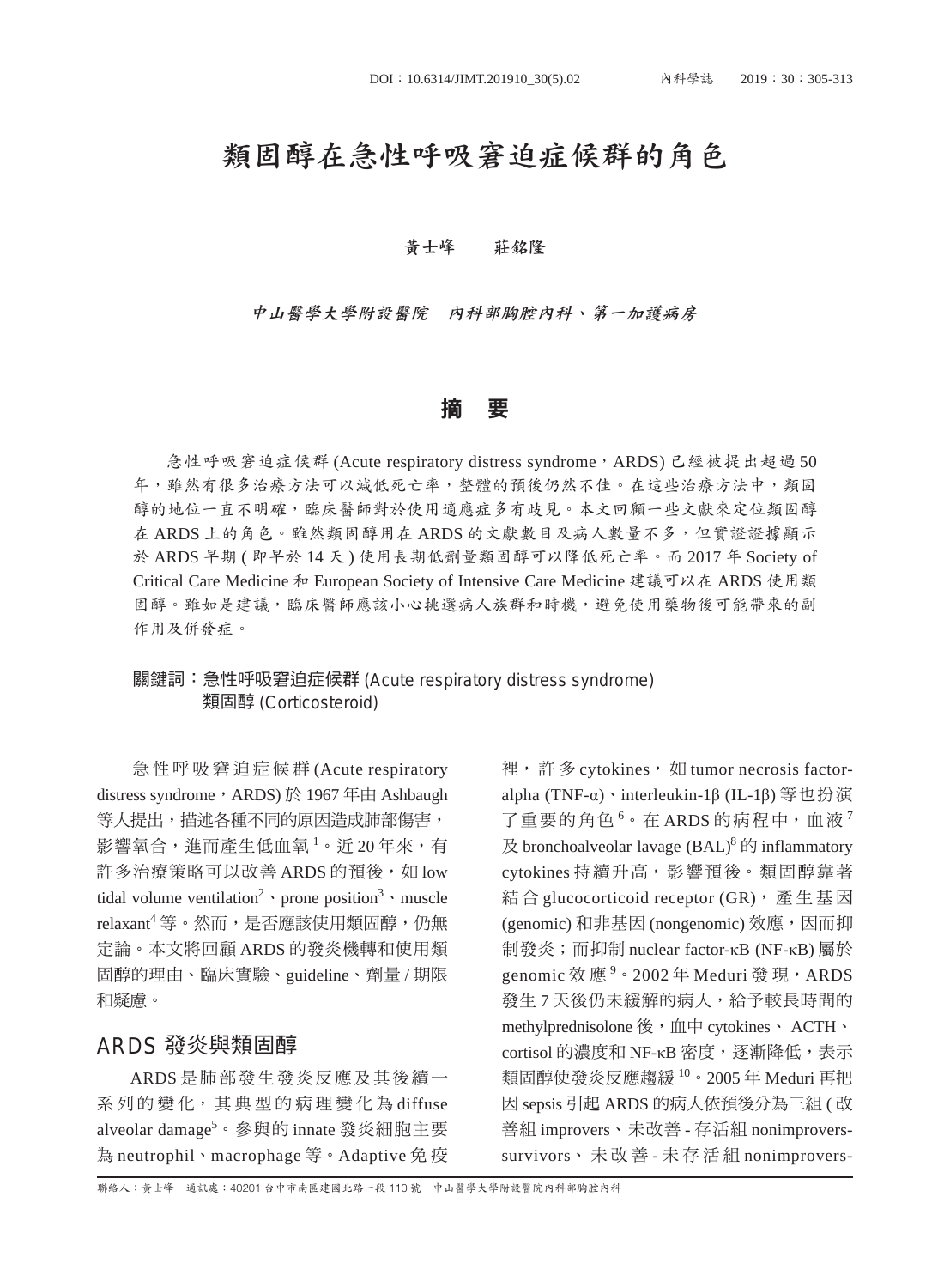# 類固醇在急性呼吸窘迫症候群的角色

黃士峰　　莊銘隆

*中山醫學大學附設醫院　內科部胸腔內科、第一加護病房*

## 摘　要

急性呼吸窘迫症候群 (Acute respiratory distress syndrome，ARDS) 已經被提出超過 50 年，雖然有很多治療方法可以減低死亡率，整體的預後仍然不佳。在這些治療方法中，類固醇的地位一直不明確，臨床醫師對於使用適應症多有歧見。本文回顧一些文獻來定位類固醇在 ARDS 上的角色。雖然類固醇用在 ARDS 的文獻數目及病人數量不多，但實證證據顯示於 ARDS 早期 ( 即早於 14 天 ) 使用長期低劑量類固醇可以降低死亡率。而 2017 年 Society of Critical Care Medicine 和 European Society of Intensive Care Medicine 建議可以在 ARDS 使用類固醇。雖如是建議，臨床醫師應該小心挑選病人族群和時機，避免使用藥物後可能帶來的副作用及併發症。

**關鍵詞：** 急性呼吸窘迫症候群 (Acute respiratory distress syndrome)
類固醇 (Corticosteroid)

急性呼吸窘迫症候群 (Acute respiratory distress syndrome，ARDS) 於 1967 年由 Ashbaugh 等人提出，描述各種不同的原因造成肺部傷害，影響氧合，進而產生低血氧[1]。近 20 年來，有許多治療策略可以改善 ARDS 的預後，如 low tidal volume ventilation[2]、prone position[3]、muscle relaxant[4] 等。然而，是否應該使用類固醇，仍無定論。本文將回顧 ARDS 的發炎機轉和使用類固醇的理由、臨床實驗、guideline、劑量 / 期限和疑慮。

## ARDS 發炎與類固醇

ARDS 是肺部發生發炎反應及其後續一系列的變化，其典型的病理變化為 diffuse alveolar damage[5]。參與的 innate 發炎細胞主要為 neutrophil、macrophage 等。Adaptive 免疫裡，許多 cytokines，如 tumor necrosis factor-alpha (TNF-α)、interleukin-1β (IL-1β) 等也扮演了重要的角色[6]。在 ARDS 的病程中，血液[7] 及 bronchoalveolar lavage (BAL)[8] 的 inflammatory cytokines 持續升高，影響預後。類固醇靠著結合 glucocorticoid receptor (GR)，產生基因 (genomic) 和非基因 (nongenomic) 效應，因而抑制發炎；而抑制 nuclear factor-κB (NF-κB) 屬於 genomic 效應[9]。2002 年 Meduri 發現，ARDS 發生 7 天後仍未緩解的病人，給予較長時間的 methylprednisolone 後，血中 cytokines、 ACTH、cortisol 的濃度和 NF-κB 密度，逐漸降低，表示類固醇使發炎反應趨緩[10]。2005 年 Meduri 再把因 sepsis 引起 ARDS 的病人依預後分為三組 ( 改善組 improvers、未改善 - 存活組 nonimprovers-survivors、未改善 - 未存活組 nonimprovers-

聯絡人：黃士峰　通訊處：40201 台中市南區建國北路一段 110 號　中山醫學大學附設醫院內科部胸腔內科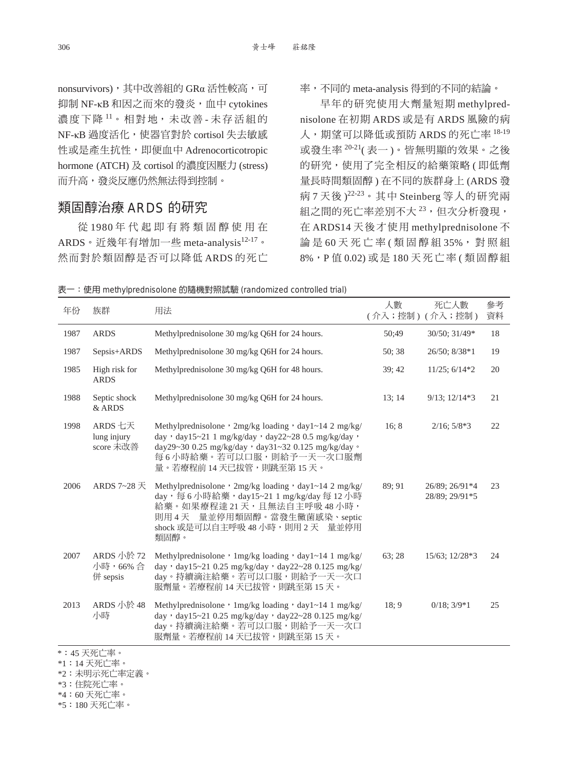nonsurvivors)，其中改善組的 GRα 活性較高，可抑制 NF-κB 和因之而來的發炎，血中 cytokines 濃度下降[11]。相對地，未改善 - 未存活組的 NF-κB 過度活化，使器官對於 cortisol 失去敏感性或是產生抗性，即便血中 Adrenocorticotropic hormone (ATCH) 及 cortisol 的濃度因壓力 (stress) 而升高，發炎反應仍然無法得到控制。

## 類固醇治療 ARDS 的研究

從 1980 年代起即有將類固醇使用在 ARDS。近幾年有增加一些 meta-analysis[12-17]。然而對於類固醇是否可以降低 ARDS 的死亡率，不同的 meta-analysis 得到的不同的結論。

早年的研究使用大劑量短期 methylprednisolone 在初期 ARDS 或是有 ARDS 風險的病人，期望可以降低或預防 ARDS 的死亡率[18-19]或發生率[20-21](表一)。皆無明顯的效果。之後的研究，使用了完全相反的給藥策略 (即低劑量長時間類固醇) 在不同的族群身上 (ARDS 發病 7 天後)[22-23]。其中 Steinberg 等人的研究兩組之間的死亡率差別不大[23]，但次分析發現，在 ARDS14 天後才使用 methylprednisolone 不論是 60 天死亡率 (類固醇組 35%，對照組 8%，P 值 0.02) 或是 180 天死亡率 (類固醇組

表一：使用 methylprednisolone 的隨機對照試驗 (randomized controlled trial)

| 年份 | 族群 | 用法 | 人數 (介入；控制) | 死亡人數 (介入；控制) | 參考資料 |
|---|---|---|---|---|---|
| 1987 | ARDS | Methylprednisolone 30 mg/kg Q6H for 24 hours. | 50;49 | 30/50; 31/49* | 18 |
| 1987 | Sepsis+ARDS | Methylprednisolone 30 mg/kg Q6H for 24 hours. | 50; 38 | 26/50; 8/38*1 | 19 |
| 1985 | High risk for ARDS | Methylprednisolone 30 mg/kg Q6H for 48 hours. | 39; 42 | 11/25; 6/14*2 | 20 |
| 1988 | Septic shock & ARDS | Methylprednisolone 30 mg/kg Q6H for 24 hours. | 13; 14 | 9/13; 12/14*3 | 21 |
| 1998 | ARDS 七天 lung injury score 未改善 | Methylprednisolone，2mg/kg loading，day1~14 2 mg/kg/day，day15~21 1 mg/kg/day，day22~28 0.5 mg/kg/day，day29~30 0.25 mg/kg/day，day31~32 0.125 mg/kg/day。每 6 小時給藥。若可以口服，則給予一天一次口服劑量。若療程前 14 天已拔管，則跳至第 15 天。 | 16; 8 | 2/16; 5/8*3 | 22 |
| 2006 | ARDS 7~28 天 | Methylprednisolone，2mg/kg loading，day1~14 2 mg/kg/day，每 6 小時給藥，day15~21 1 mg/kg/day 每 12 小時給藥。如果療程達 21 天，且無法自主呼吸 48 小時，則用 4 天　量並停用類固醇。當發生黴菌感染、septic shock 或是可以自主呼吸 48 小時，則用 2 天　量並停用類固醇。 | 89; 91 | 26/89; 26/91*4<br>28/89; 29/91*5 | 23 |
| 2007 | ARDS 小於 72 小時，66% 合併 sepsis | Methylprednisolone，1mg/kg loading，day1~14 1 mg/kg/day，day15~21 0.25 mg/kg/day，day22~28 0.125 mg/kg/day。持續滴注給藥。若可以口服，則給予一天一次口服劑量。若療程前 14 天已拔管，則跳至第 15 天。 | 63; 28 | 15/63; 12/28*3 | 24 |
| 2013 | ARDS 小於 48 小時 | Methylprednisolone，1mg/kg loading，day1~14 1 mg/kg/day，day15~21 0.25 mg/kg/day，day22~28 0.125 mg/kg/day。持續滴注給藥。若可以口服，則給予一天一次口服劑量。若療程前 14 天已拔管，則跳至第 15 天。 | 18; 9 | 0/18; 3/9*1 | 25 |

*：45 天死亡率。
*1：14 天死亡率。
*2：未明示死亡率定義。
*3：住院死亡率。
*4：60 天死亡率。
*5：180 天死亡率。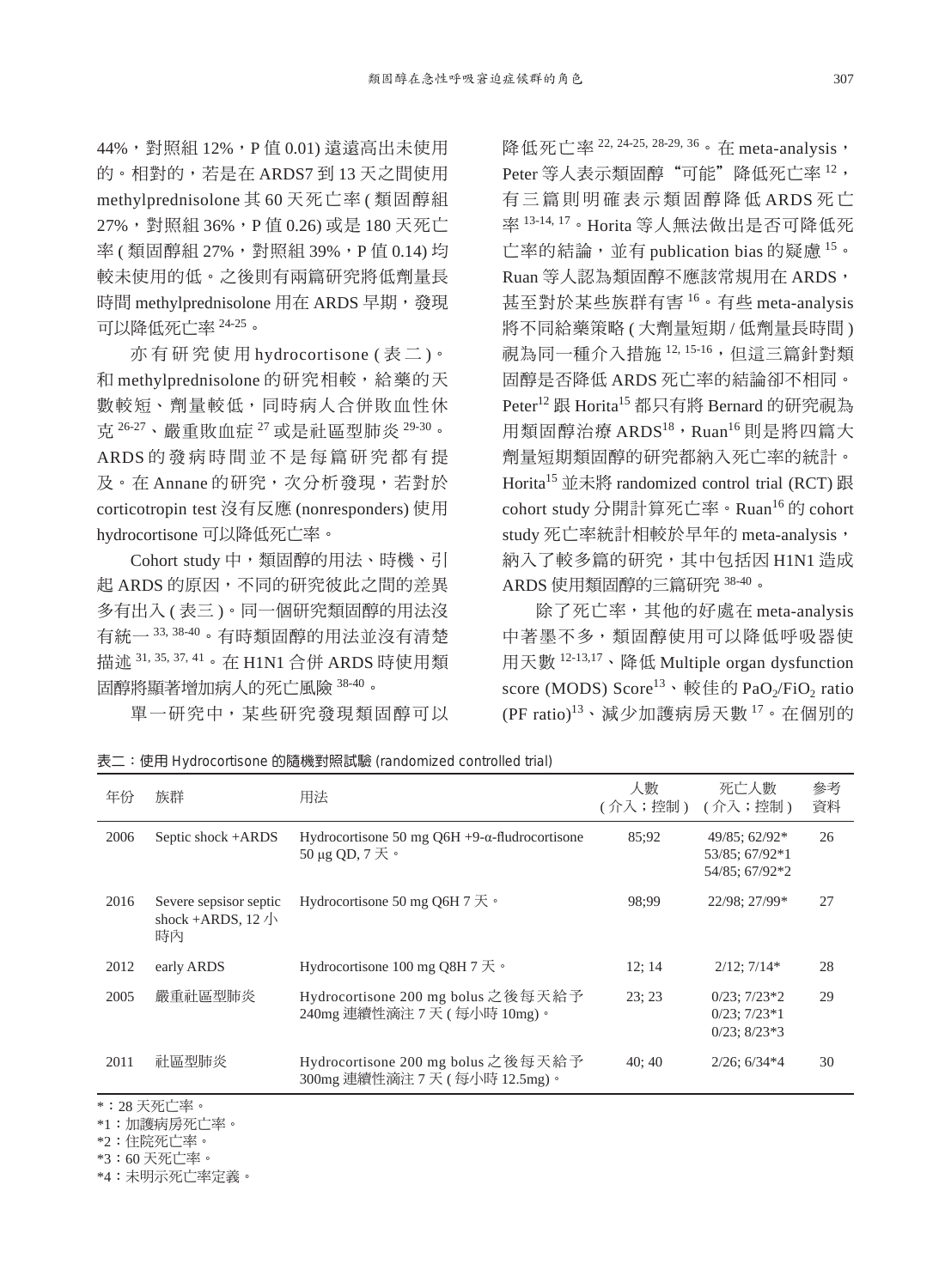44%，對照組 12%，P 值 0.01) 遠遠高出未使用的。相對的，若是在 ARDS7 到 13 天之間使用 methylprednisolone 其 60 天死亡率 ( 類固醇組 27%，對照組 36%，P 值 0.26) 或是 180 天死亡率 ( 類固醇組 27%，對照組 39%，P 值 0.14) 均較未使用的低。之後則有兩篇研究將低劑量長時間 methylprednisolone 用在 ARDS 早期，發現可以降低死亡率 [24-25]。

亦有研究使用 hydrocortisone ( 表二 )。和 methylprednisolone 的研究相較，給藥的天數較短、劑量較低，同時病人合併敗血性休克 [26-27]、嚴重敗血症 [27] 或是社區型肺炎 [29-30]。ARDS 的發病時間並不是每篇研究都有提及。在 Annane 的研究，次分析發現，若對於 corticotropin test 沒有反應 (nonresponders) 使用 hydrocortisone 可以降低死亡率。

Cohort study 中，類固醇的用法、時機、引起 ARDS 的原因，不同的研究彼此之間的差異多有出入 ( 表三 )。同一個研究類固醇的用法沒有統一 [33, 38-40]。有時類固醇的用法並沒有清楚描述 [31, 35, 37, 41]。在 H1N1 合併 ARDS 時使用類固醇將顯著增加病人的死亡風險 [38-40]。

單一研究中，某些研究發現類固醇可以降低死亡率 [22, 24-25, 28-29, 36]。在 meta-analysis，Peter 等人表示類固醇"可能"降低死亡率 [12]，有三篇則明確表示類固醇降低 ARDS 死亡率 [13-14, 17]。Horita 等人無法做出是否可降低死亡率的結論，並有 publication bias 的疑慮 [15]。Ruan 等人認為類固醇不應該常規用在 ARDS，甚至對於某些族群有害 [16]。有些 meta-analysis 將不同給藥策略 ( 大劑量短期 / 低劑量長時間 ) 視為同一種介入措施 [12, 15-16]，但這三篇針對類固醇是否降低 ARDS 死亡率的結論卻不相同。Peter[12] 跟 Horita[15] 都只有將 Bernard 的研究視為用類固醇治療 ARDS[18]，Ruan[16] 則是將四篇大劑量短期類固醇的研究都納入死亡率的統計。Horita[15] 並未將 randomized control trial (RCT) 跟 cohort study 分開計算死亡率。Ruan[16] 的 cohort study 死亡率統計相較於早年的 meta-analysis，納入了較多篇的研究，其中包括因 H1N1 造成 ARDS 使用類固醇的三篇研究 [38-40]。

除了死亡率，其他的好處在 meta-analysis 中著墨不多，類固醇使用可以降低呼吸器使用天數 [12-13,17]、降低 Multiple organ dysfunction score (MODS) Score[13]、較佳的 $PaO_2/FiO_2$ ratio (PF ratio)[13]、減少加護病房天數 [17]。在個別的

表二：使用 Hydrocortisone 的隨機對照試驗 (randomized controlled trial)

| 年份 | 族群 | 用法 | 人數 ( 介入；控制 ) | 死亡人數 ( 介入；控制 ) | 參考資料 |
|---|---|---|---|---|---|
| 2006 | Septic shock +ARDS | Hydrocortisone 50 mg Q6H +9-α-fludrocortisone 50 μg QD, 7 天。 | 85;92 | 49/85; 62/92*<br>53/85; 67/92*1<br>54/85; 67/92*2 | 26 |
| 2016 | Severe sepsisor septic shock +ARDS, 12 小時內 | Hydrocortisone 50 mg Q6H 7 天。 | 98;99 | 22/98; 27/99* | 27 |
| 2012 | early ARDS | Hydrocortisone 100 mg Q8H 7 天。 | 12; 14 | 2/12; 7/14* | 28 |
| 2005 | 嚴重社區型肺炎 | Hydrocortisone 200 mg bolus 之後每天給予 240mg 連續性滴注 7 天 ( 每小時 10mg)。 | 23; 23 | 0/23; 7/23*2<br>0/23; 7/23*1<br>0/23; 8/23*3 | 29 |
| 2011 | 社區型肺炎 | Hydrocortisone 200 mg bolus 之後每天給予 300mg 連續性滴注 7 天 ( 每小時 12.5mg)。 | 40; 40 | 2/26; 6/34*4 | 30 |

*：28 天死亡率。
*1：加護病房死亡率。
*2：住院死亡率。
*3：60 天死亡率。
*4：未明示死亡率定義。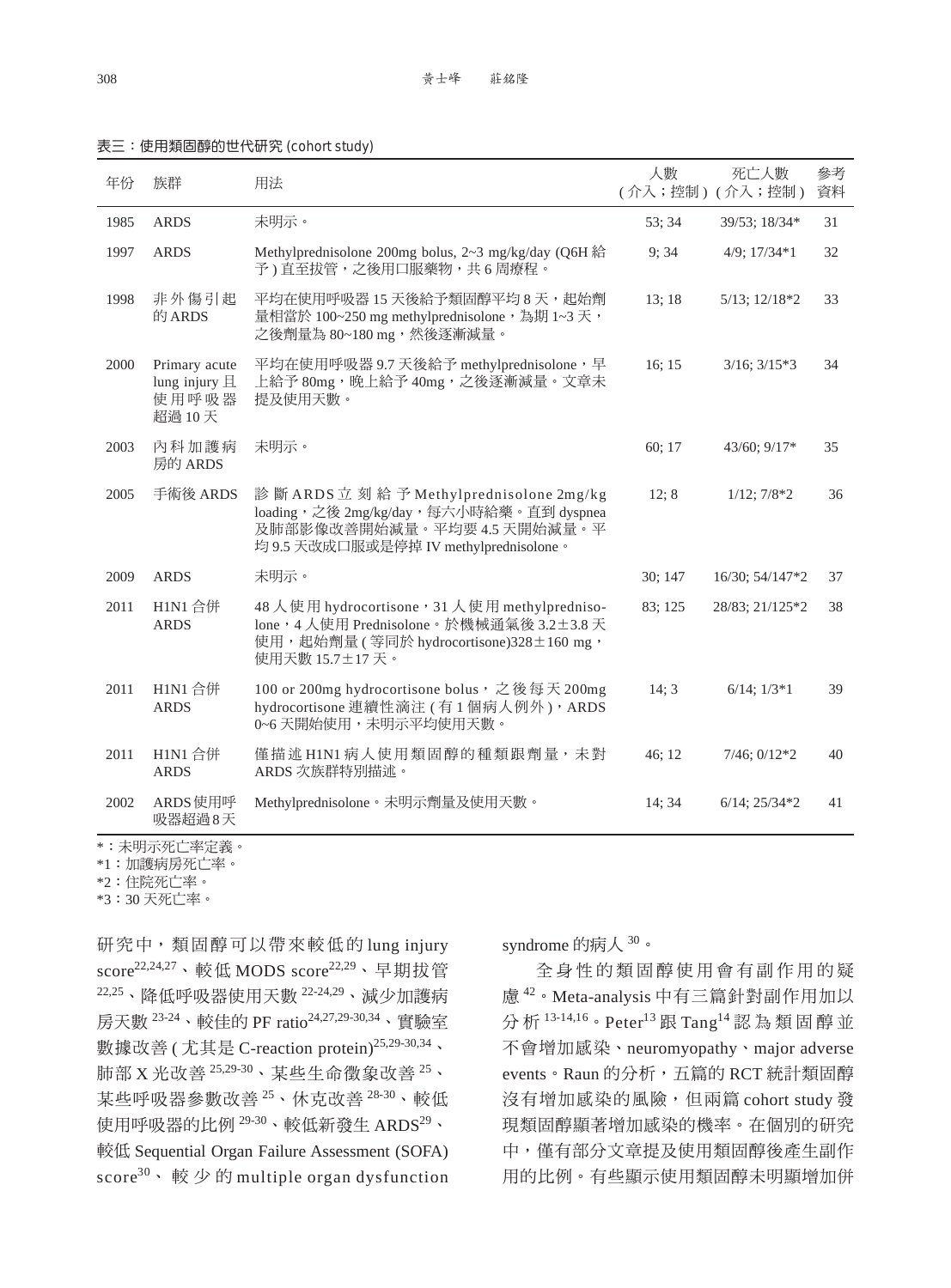表三：使用類固醇的世代研究 (cohort study)

| 年份 | 族群 | 用法 | 人數<br>（介入；控制） | 死亡人數<br>（介入；控制） | 參考資料 |
|---|---|---|---|---|---|
| 1985 | ARDS | 未明示。 | 53; 34 | 39/53; 18/34* | 31 |
| 1997 | ARDS | Methylprednisolone 200mg bolus, 2~3 mg/kg/day (Q6H 給予) 直至拔管，之後用口服藥物，共 6 周療程。 | 9; 34 | 4/9; 17/34*1 | 32 |
| 1998 | 非外傷引起的 ARDS | 平均在使用呼吸器 15 天後給予類固醇平均 8 天，起始劑量相當於 100~250 mg methylprednisolone，為期 1~3 天，之後劑量為 80~180 mg，然後逐漸減量。 | 13; 18 | 5/13; 12/18*2 | 33 |
| 2000 | Primary acute lung injury 且使用呼吸器超過 10 天 | 平均在使用呼吸器 9.7 天後給予 methylprednisolone，早上給予 80mg，晚上給予 40mg，之後逐漸減量。文章未提及使用天數。 | 16; 15 | 3/16; 3/15*3 | 34 |
| 2003 | 內科加護病房的 ARDS | 未明示。 | 60; 17 | 43/60; 9/17* | 35 |
| 2005 | 手術後 ARDS | 診斷 ARDS 立刻給予 Methylprednisolone 2mg/kg loading，之後 2mg/kg/day，每六小時給藥。直到 dyspnea 及肺部影像改善開始減量。平均要 4.5 天開始減量。平均 9.5 天改成口服或是停掉 IV methylprednisolone。 | 12; 8 | 1/12; 7/8*2 | 36 |
| 2009 | ARDS | 未明示。 | 30; 147 | 16/30; 54/147*2 | 37 |
| 2011 | H1N1 合併 ARDS | 48 人使用 hydrocortisone，31 人使用 methylprednisolone，4 人使用 Prednisolone。於機械通氣後 3.2±3.8 天使用，起始劑量 (等同於 hydrocortisone)328±160 mg，使用天數 15.7±17 天。 | 83; 125 | 28/83; 21/125*2 | 38 |
| 2011 | H1N1 合併 ARDS | 100 or 200mg hydrocortisone bolus，之後每天 200mg hydrocortisone 連續性滴注 (有 1 個病人例外)，ARDS 0~6 天開始使用，未明示平均使用天數。 | 14; 3 | 6/14; 1/3*1 | 39 |
| 2011 | H1N1 合併 ARDS | 僅描述 H1N1 病人使用類固醇的種類跟劑量，未對 ARDS 次族群特別描述。 | 46; 12 | 7/46; 0/12*2 | 40 |
| 2002 | ARDS 使用呼吸器超過 8 天 | Methylprednisolone。未明示劑量及使用天數。 | 14; 34 | 6/14; 25/34*2 | 41 |

*：未明示死亡率定義。
*1：加護病房死亡率。
*2：住院死亡率。
*3：30 天死亡率。

研究中，類固醇可以帶來較低的 lung injury score[22,24,27]、較低 MODS score[22,29]、早期拔管[22,25]、降低呼吸器使用天數[22-24,29]、減少加護病房天數[23-24]、較佳的 PF ratio[24,27,29-30,34]、實驗室數據改善 (尤其是 C-reaction protein)[25,29-30,34]、肺部 X 光改善[25,29-30]、某些生命徵象改善[25]、某些呼吸器參數改善[25]、休克改善[28-30]、較低使用呼吸器的比例[29-30]、較低新發生 ARDS[29]、較低 Sequential Organ Failure Assessment (SOFA) score[30]、較少的 multiple organ dysfunction syndrome 的病人[30]。

全身性的類固醇使用會有副作用的疑慮[42]。Meta-analysis 中有三篇針對副作用加以分析[13-14,16]。Peter[13] 跟 Tang[14] 認為類固醇並不會增加感染、neuromyopathy、major adverse events。Raun 的分析，五篇的 RCT 統計類固醇沒有增加感染的風險，但兩篇 cohort study 發現類固醇顯著增加感染的機率。在個別的研究中，僅有部分文章提及使用類固醇後產生副作用的比例。有些顯示使用類固醇未明顯增加併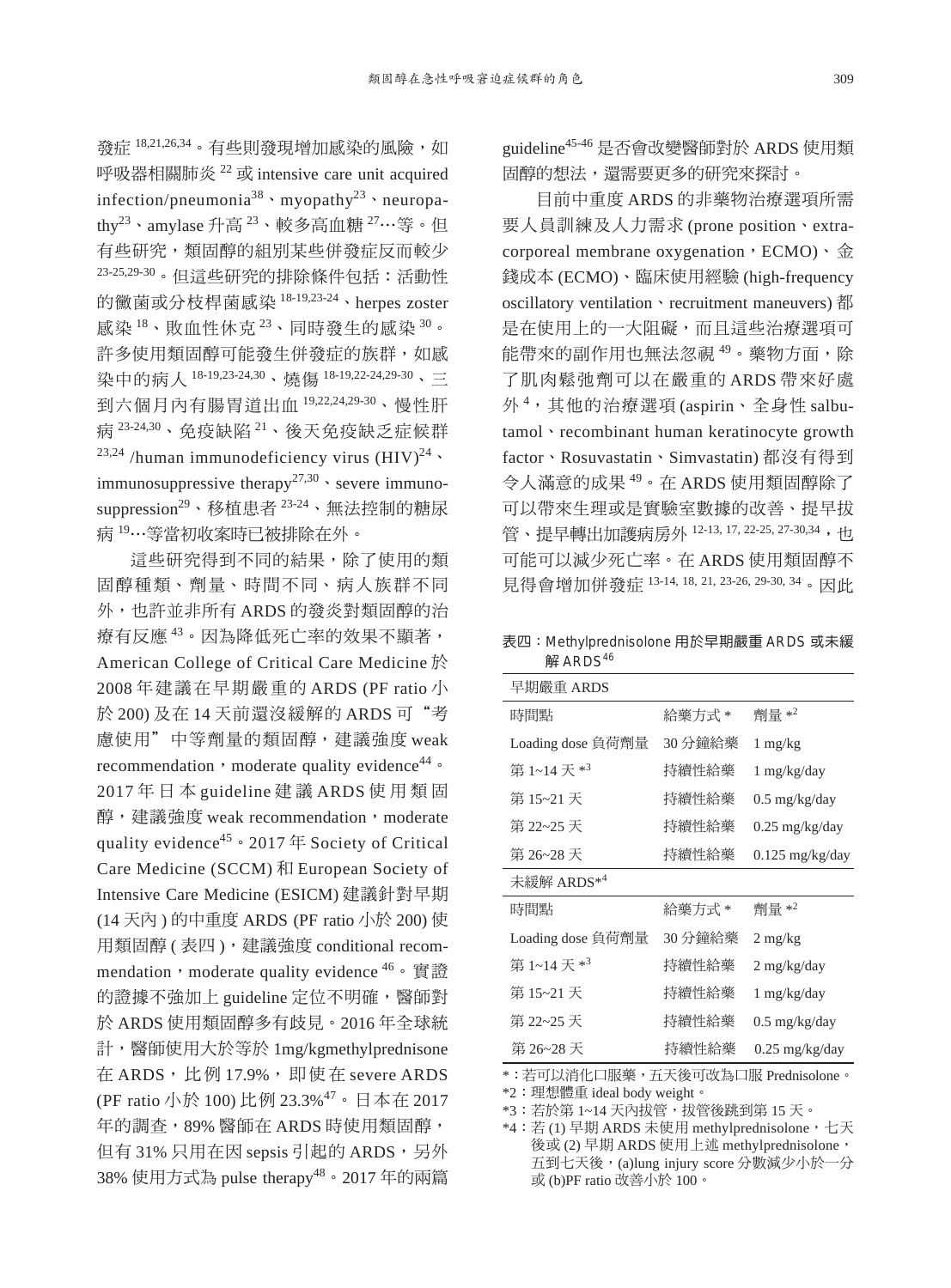發症[18,21,26,34]。有些則發現增加感染的風險，如呼吸器相關肺炎[22]或 intensive care unit acquired infection/pneumonia[38]、myopathy[23]、neuropathy[23]、amylase 升高[23]、較多高血糖[27]…等。但有些研究，類固醇的組別某些併發症反而較少[23-25,29-30]。但這些研究的排除條件包括：活動性的黴菌或分枝桿菌感染[18-19,23-24]、herpes zoster 感染[18]、敗血性休克[23]、同時發生的感染[30]。許多使用類固醇可能發生併發症的族群，如感染中的病人[18-19,23-24,30]、燒傷[18-19,22-24,29-30]、三到六個月內有腸胃道出血[19,22,24,29-30]、慢性肝病[23-24,30]、免疫缺陷[21]、後天免疫缺乏症候群[23,24] /human immunodeficiency virus (HIV)[24]、immunosuppressive therapy[27,30]、severe immunosuppression[29]、移植患者[23-24]、無法控制的糖尿病[19]…等當初收案時已被排除在外。

這些研究得到不同的結果，除了使用的類固醇種類、劑量、時間不同、病人族群不同外，也許並非所有 ARDS 的發炎對類固醇的治療有反應[43]。因為降低死亡率的效果不顯著，American College of Critical Care Medicine 於 2008 年建議在早期嚴重的 ARDS (PF ratio 小於 200) 及在 14 天前還沒緩解的 ARDS 可“考慮使用”中等劑量的類固醇，建議強度 weak recommendation，moderate quality evidence[44]。2017 年日本 guideline 建議 ARDS 使用類固醇，建議強度 weak recommendation，moderate quality evidence[45]。2017 年 Society of Critical Care Medicine (SCCM) 和 European Society of Intensive Care Medicine (ESICM) 建議針對早期 (14 天內 ) 的中重度 ARDS (PF ratio 小於 200) 使用類固醇 ( 表四 )，建議強度 conditional recommendation，moderate quality evidence[46]。實證的證據不強加上 guideline 定位不明確，醫師對於 ARDS 使用類固醇多有歧見。2016 年全球統計，醫師使用大於等於 1mg/kgmethylprednisone 在 ARDS，比例 17.9%，即使在 severe ARDS (PF ratio 小於 100) 比例 23.3%[47]。日本在 2017 年的調查，89% 醫師在 ARDS 時使用類固醇，但有 31% 只用在因 sepsis 引起的 ARDS，另外 38% 使用方式為 pulse therapy[48]。2017 年的兩篇 guideline[45-46] 是否會改變醫師對於 ARDS 使用類固醇的想法，還需要更多的研究來探討。

目前中重度 ARDS 的非藥物治療選項所需要人員訓練及人力需求 (prone position、extracorporeal membrane oxygenation，ECMO)、金錢成本 (ECMO)、臨床使用經驗 (high-frequency oscillatory ventilation、recruitment maneuvers) 都是在使用上的一大阻礙，而且這些治療選項可能帶來的副作用也無法忽視[49]。藥物方面，除了肌肉鬆弛劑可以在嚴重的 ARDS 帶來好處外[4]，其他的治療選項 (aspirin、全身性 salbutamol、recombinant human keratinocyte growth factor、Rosuvastatin、Simvastatin) 都沒有得到令人滿意的成果[49]。在 ARDS 使用類固醇除了可以帶來生理或是實驗室數據的改善、提早拔管、提早轉出加護病房外[12-13, 17, 22-25, 27-30,34]，也可能可以減少死亡率。在 ARDS 使用類固醇不見得會增加併發症[13-14, 18, 21, 23-26, 29-30, 34]。因此

表四：Methylprednisolone 用於早期嚴重 ARDS 或未緩解 ARDS[46]

| 早期嚴重 ARDS | | |
|---|---|---|
| 時間點 | 給藥方式 * | 劑量 *2 |
| Loading dose 負荷劑量 | 30 分鐘給藥 | 1 mg/kg |
| 第 1~14 天 *3 | 持續性給藥 | 1 mg/kg/day |
| 第 15~21 天 | 持續性給藥 | 0.5 mg/kg/day |
| 第 22~25 天 | 持續性給藥 | 0.25 mg/kg/day |
| 第 26~28 天 | 持續性給藥 | 0.125 mg/kg/day |
| 未緩解 ARDS*4 | | |
| 時間點 | 給藥方式 * | 劑量 *2 |
| Loading dose 負荷劑量 | 30 分鐘給藥 | 2 mg/kg |
| 第 1~14 天 *3 | 持續性給藥 | 2 mg/kg/day |
| 第 15~21 天 | 持續性給藥 | 1 mg/kg/day |
| 第 22~25 天 | 持續性給藥 | 0.5 mg/kg/day |
| 第 26~28 天 | 持續性給藥 | 0.25 mg/kg/day |

*：若可以消化口服藥，五天後可改為口服 Prednisolone。
*2：理想體重 ideal body weight。
*3：若於第 1~14 天內拔管，拔管後跳到第 15 天。
*4：若 (1) 早期 ARDS 未使用 methylprednisolone，七天後或 (2) 早期 ARDS 使用上述 methylprednisolone，五到七天後，(a)lung injury score 分數減少小於一分或 (b)PF ratio 改善小於 100。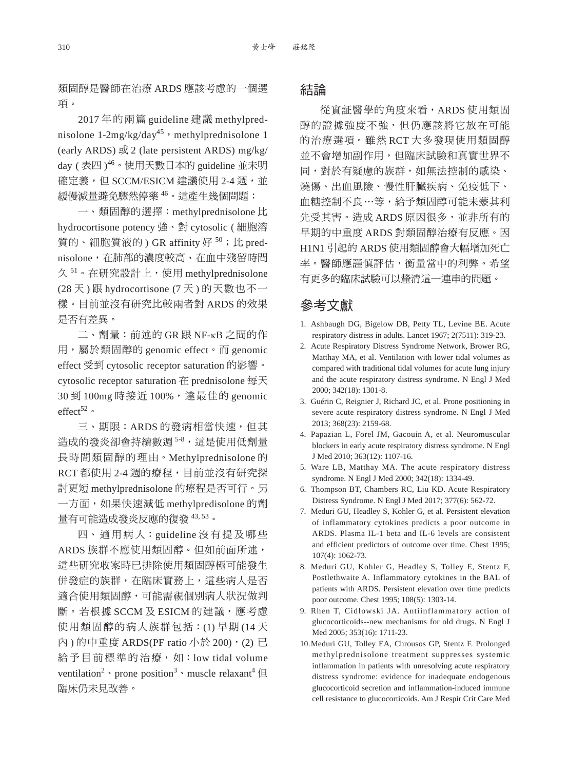類固醇是醫師在治療 ARDS 應該考慮的一個選項。

2017 年的兩篇 guideline 建議 methylprednisolone 1-2mg/kg/day[45]，methylprednisolone 1 (early ARDS) 或 2 (late persistent ARDS) mg/kg/day ( 表四 )[46]。使用天數日本的 guideline 並未明確定義，但 SCCM/ESICM 建議使用 2-4 週，並緩慢減量避免驟然停藥 [46]。這產生幾個問題：

一、類固醇的選擇：methylprednisolone 比 hydrocortisone potency 強、對 cytosolic ( 細胞溶質的、細胞質液的 ) GR affinity 好 [50]；比 prednisolone，在肺部的濃度較高、在血中殘留時間久 [51]。在研究設計上，使用 methylprednisolone (28 天 ) 跟 hydrocortisone (7 天 ) 的天數也不一樣。目前並沒有研究比較兩者對 ARDS 的效果是否有差異。

二、劑量：前述的 GR 跟 NF-κB 之間的作用，屬於類固醇的 genomic effect。而 genomic effect 受到 cytosolic receptor saturation 的影響。cytosolic receptor saturation 在 prednisolone 每天 30 到 100mg 時接近 100%，達最佳的 genomic effect[52]。

三、期限：ARDS 的發病相當快速，但其造成的發炎卻會持續數週 [5-8]，這是使用低劑量長時間類固醇的理由。Methylprednisolone 的 RCT 都使用 2-4 週的療程，目前並沒有研究探討更短 methylprednisolone 的療程是否可行。另一方面，如果快速減低 methylpredisolone 的劑量有可能造成發炎反應的復發 [43, 53]。

四、適用病人：guideline 沒有提及哪些 ARDS 族群不應使用類固醇。但如前面所述，這些研究收案時已排除使用類固醇極可能發生併發症的族群，在臨床實務上，這些病人是否適合使用類固醇，可能需視個別病人狀況做判斷。若根據 SCCM 及 ESICM 的建議，應考慮使用類固醇的病人族群包括：(1) 早期 (14 天內 ) 的中重度 ARDS(PF ratio 小於 200)，(2) 已給予目前標準的治療，如：low tidal volume ventilation[2]、prone position[3]、muscle relaxant[4] 但臨床仍未見改善。

## 結論

從實証醫學的角度來看，ARDS 使用類固醇的證據強度不強，但仍應該將它放在可能的治療選項。雖然 RCT 大多發現使用類固醇並不會增加副作用，但臨床試驗和真實世界不同，對於有疑慮的族群，如無法控制的感染、燒傷、出血風險、慢性肝臟疾病、免疫低下、血糖控制不良⋯等，給予類固醇可能未蒙其利先受其害。造成 ARDS 原因很多，並非所有的早期的中重度 ARDS 對類固醇治療有反應。因 H1N1 引起的 ARDS 使用類固醇會大幅增加死亡率。醫師應謹慎評估，衡量當中的利弊。希望有更多的臨床試驗可以釐清這一連串的問題。

## 參考文獻

1. Ashbaugh DG, Bigelow DB, Petty TL, Levine BE. Acute respiratory distress in adults. Lancet 1967; 2(7511): 319-23.
2. Acute Respiratory Distress Syndrome Network, Brower RG, Matthay MA, et al. Ventilation with lower tidal volumes as compared with traditional tidal volumes for acute lung injury and the acute respiratory distress syndrome. N Engl J Med 2000; 342(18): 1301-8.
3. Guérin C, Reignier J, Richard JC, et al. Prone positioning in severe acute respiratory distress syndrome. N Engl J Med 2013; 368(23): 2159-68.
4. Papazian L, Forel JM, Gacouin A, et al. Neuromuscular blockers in early acute respiratory distress syndrome. N Engl J Med 2010; 363(12): 1107-16.
5. Ware LB, Matthay MA. The acute respiratory distress syndrome. N Engl J Med 2000; 342(18): 1334-49.
6. Thompson BT, Chambers RC, Liu KD. Acute Respiratory Distress Syndrome. N Engl J Med 2017; 377(6): 562-72.
7. Meduri GU, Headley S, Kohler G, et al. Persistent elevation of inflammatory cytokines predicts a poor outcome in ARDS. Plasma IL-1 beta and IL-6 levels are consistent and efficient predictors of outcome over time. Chest 1995; 107(4): 1062-73.
8. Meduri GU, Kohler G, Headley S, Tolley E, Stentz F, Postlethwaite A. Inflammatory cytokines in the BAL of patients with ARDS. Persistent elevation over time predicts poor outcome. Chest 1995; 108(5): 1303-14.
9. Rhen T, Cidlowski JA. Antiinflammatory action of glucocorticoids--new mechanisms for old drugs. N Engl J Med 2005; 353(16): 1711-23.
10. Meduri GU, Tolley EA, Chrousos GP, Stentz F. Prolonged methylprednisolone treatment suppresses systemic inflammation in patients with unresolving acute respiratory distress syndrome: evidence for inadequate endogenous glucocorticoid secretion and inflammation-induced immune cell resistance to glucocorticoids. Am J Respir Crit Care Med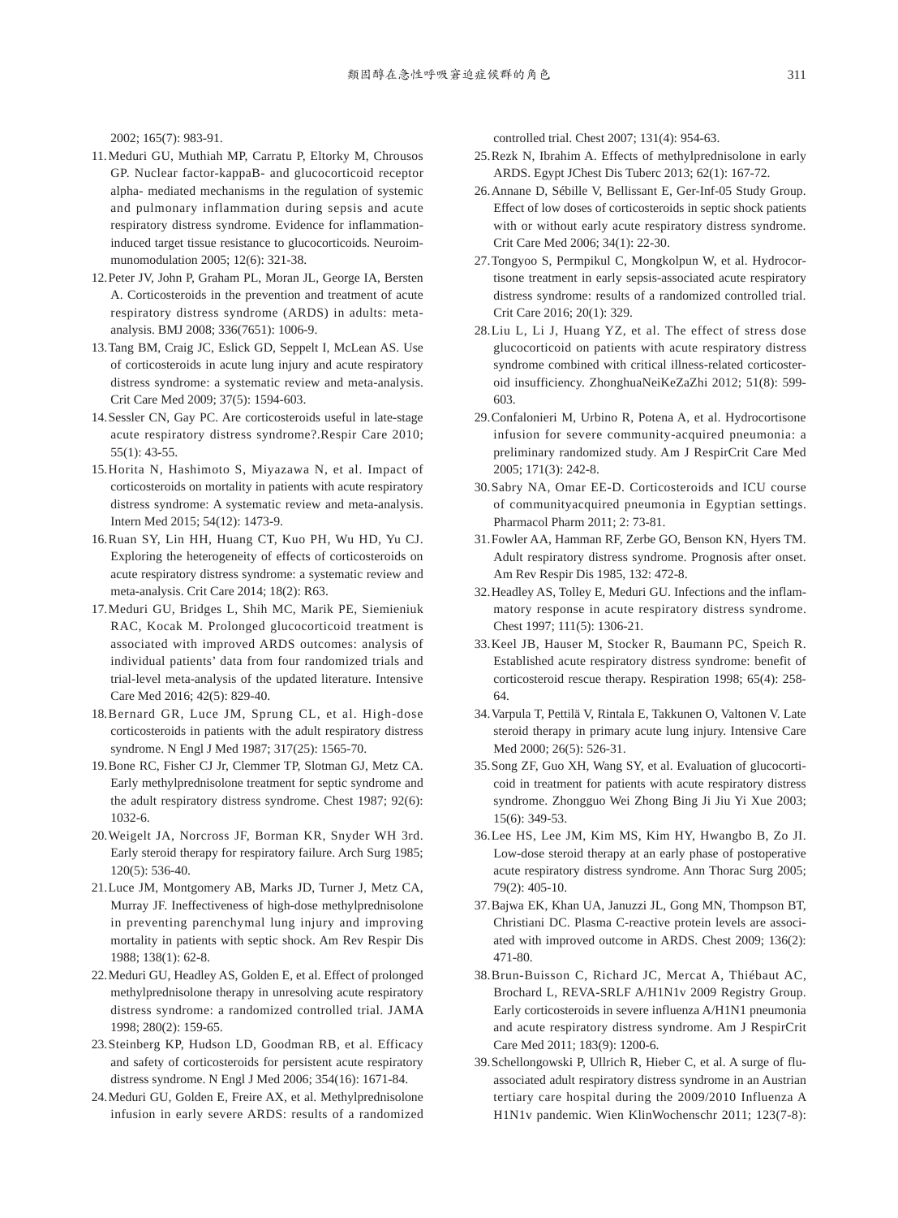2002; 165(7): 983-91.

11. Meduri GU, Muthiah MP, Carratu P, Eltorky M, Chrousos GP. Nuclear factor-kappaB- and glucocorticoid receptor alpha- mediated mechanisms in the regulation of systemic and pulmonary inflammation during sepsis and acute respiratory distress syndrome. Evidence for inflammation-induced target tissue resistance to glucocorticoids. Neuroimmunomodulation 2005; 12(6): 321-38.
12. Peter JV, John P, Graham PL, Moran JL, George IA, Bersten A. Corticosteroids in the prevention and treatment of acute respiratory distress syndrome (ARDS) in adults: meta-analysis. BMJ 2008; 336(7651): 1006-9.
13. Tang BM, Craig JC, Eslick GD, Seppelt I, McLean AS. Use of corticosteroids in acute lung injury and acute respiratory distress syndrome: a systematic review and meta-analysis. Crit Care Med 2009; 37(5): 1594-603.
14. Sessler CN, Gay PC. Are corticosteroids useful in late-stage acute respiratory distress syndrome?.Respir Care 2010; 55(1): 43-55.
15. Horita N, Hashimoto S, Miyazawa N, et al. Impact of corticosteroids on mortality in patients with acute respiratory distress syndrome: A systematic review and meta-analysis. Intern Med 2015; 54(12): 1473-9.
16. Ruan SY, Lin HH, Huang CT, Kuo PH, Wu HD, Yu CJ. Exploring the heterogeneity of effects of corticosteroids on acute respiratory distress syndrome: a systematic review and meta-analysis. Crit Care 2014; 18(2): R63.
17. Meduri GU, Bridges L, Shih MC, Marik PE, Siemieniuk RAC, Kocak M. Prolonged glucocorticoid treatment is associated with improved ARDS outcomes: analysis of individual patients' data from four randomized trials and trial-level meta-analysis of the updated literature. Intensive Care Med 2016; 42(5): 829-40.
18. Bernard GR, Luce JM, Sprung CL, et al. High-dose corticosteroids in patients with the adult respiratory distress syndrome. N Engl J Med 1987; 317(25): 1565-70.
19. Bone RC, Fisher CJ Jr, Clemmer TP, Slotman GJ, Metz CA. Early methylprednisolone treatment for septic syndrome and the adult respiratory distress syndrome. Chest 1987; 92(6): 1032-6.
20. Weigelt JA, Norcross JF, Borman KR, Snyder WH 3rd. Early steroid therapy for respiratory failure. Arch Surg 1985; 120(5): 536-40.
21. Luce JM, Montgomery AB, Marks JD, Turner J, Metz CA, Murray JF. Ineffectiveness of high-dose methylprednisolone in preventing parenchymal lung injury and improving mortality in patients with septic shock. Am Rev Respir Dis 1988; 138(1): 62-8.
22. Meduri GU, Headley AS, Golden E, et al. Effect of prolonged methylprednisolone therapy in unresolving acute respiratory distress syndrome: a randomized controlled trial. JAMA 1998; 280(2): 159-65.
23. Steinberg KP, Hudson LD, Goodman RB, et al. Efficacy and safety of corticosteroids for persistent acute respiratory distress syndrome. N Engl J Med 2006; 354(16): 1671-84.
24. Meduri GU, Golden E, Freire AX, et al. Methylprednisolone infusion in early severe ARDS: results of a randomized controlled trial. Chest 2007; 131(4): 954-63.
25. Rezk N, Ibrahim A. Effects of methylprednisolone in early ARDS. Egypt JChest Dis Tuberc 2013; 62(1): 167-72.
26. Annane D, Sébille V, Bellissant E, Ger-Inf-05 Study Group. Effect of low doses of corticosteroids in septic shock patients with or without early acute respiratory distress syndrome. Crit Care Med 2006; 34(1): 22-30.
27. Tongyoo S, Permpikul C, Mongkolpun W, et al. Hydrocortisone treatment in early sepsis-associated acute respiratory distress syndrome: results of a randomized controlled trial. Crit Care 2016; 20(1): 329.
28. Liu L, Li J, Huang YZ, et al. The effect of stress dose glucocorticoid on patients with acute respiratory distress syndrome combined with critical illness-related corticosteroid insufficiency. ZhonghuaNeiKeZaZhi 2012; 51(8): 599-603.
29. Confalonieri M, Urbino R, Potena A, et al. Hydrocortisone infusion for severe community-acquired pneumonia: a preliminary randomized study. Am J RespirCrit Care Med 2005; 171(3): 242-8.
30. Sabry NA, Omar EE-D. Corticosteroids and ICU course of communityacquired pneumonia in Egyptian settings. Pharmacol Pharm 2011; 2: 73-81.
31. Fowler AA, Hamman RF, Zerbe GO, Benson KN, Hyers TM. Adult respiratory distress syndrome. Prognosis after onset. Am Rev Respir Dis 1985, 132: 472-8.
32. Headley AS, Tolley E, Meduri GU. Infections and the inflammatory response in acute respiratory distress syndrome. Chest 1997; 111(5): 1306-21.
33. Keel JB, Hauser M, Stocker R, Baumann PC, Speich R. Established acute respiratory distress syndrome: benefit of corticosteroid rescue therapy. Respiration 1998; 65(4): 258-64.
34. Varpula T, Pettilä V, Rintala E, Takkunen O, Valtonen V. Late steroid therapy in primary acute lung injury. Intensive Care Med 2000; 26(5): 526-31.
35. Song ZF, Guo XH, Wang SY, et al. Evaluation of glucocorticoid in treatment for patients with acute respiratory distress syndrome. Zhongguo Wei Zhong Bing Ji Jiu Yi Xue 2003; 15(6): 349-53.
36. Lee HS, Lee JM, Kim MS, Kim HY, Hwangbo B, Zo JI. Low-dose steroid therapy at an early phase of postoperative acute respiratory distress syndrome. Ann Thorac Surg 2005; 79(2): 405-10.
37. Bajwa EK, Khan UA, Januzzi JL, Gong MN, Thompson BT, Christiani DC. Plasma C-reactive protein levels are associated with improved outcome in ARDS. Chest 2009; 136(2): 471-80.
38. Brun-Buisson C, Richard JC, Mercat A, Thiébaut AC, Brochard L, REVA-SRLF A/H1N1v 2009 Registry Group. Early corticosteroids in severe influenza A/H1N1 pneumonia and acute respiratory distress syndrome. Am J RespirCrit Care Med 2011; 183(9): 1200-6.
39. Schellongowski P, Ullrich R, Hieber C, et al. A surge of flu-associated adult respiratory distress syndrome in an Austrian tertiary care hospital during the 2009/2010 Influenza A H1N1v pandemic. Wien KlinWochenschr 2011; 123(7-8):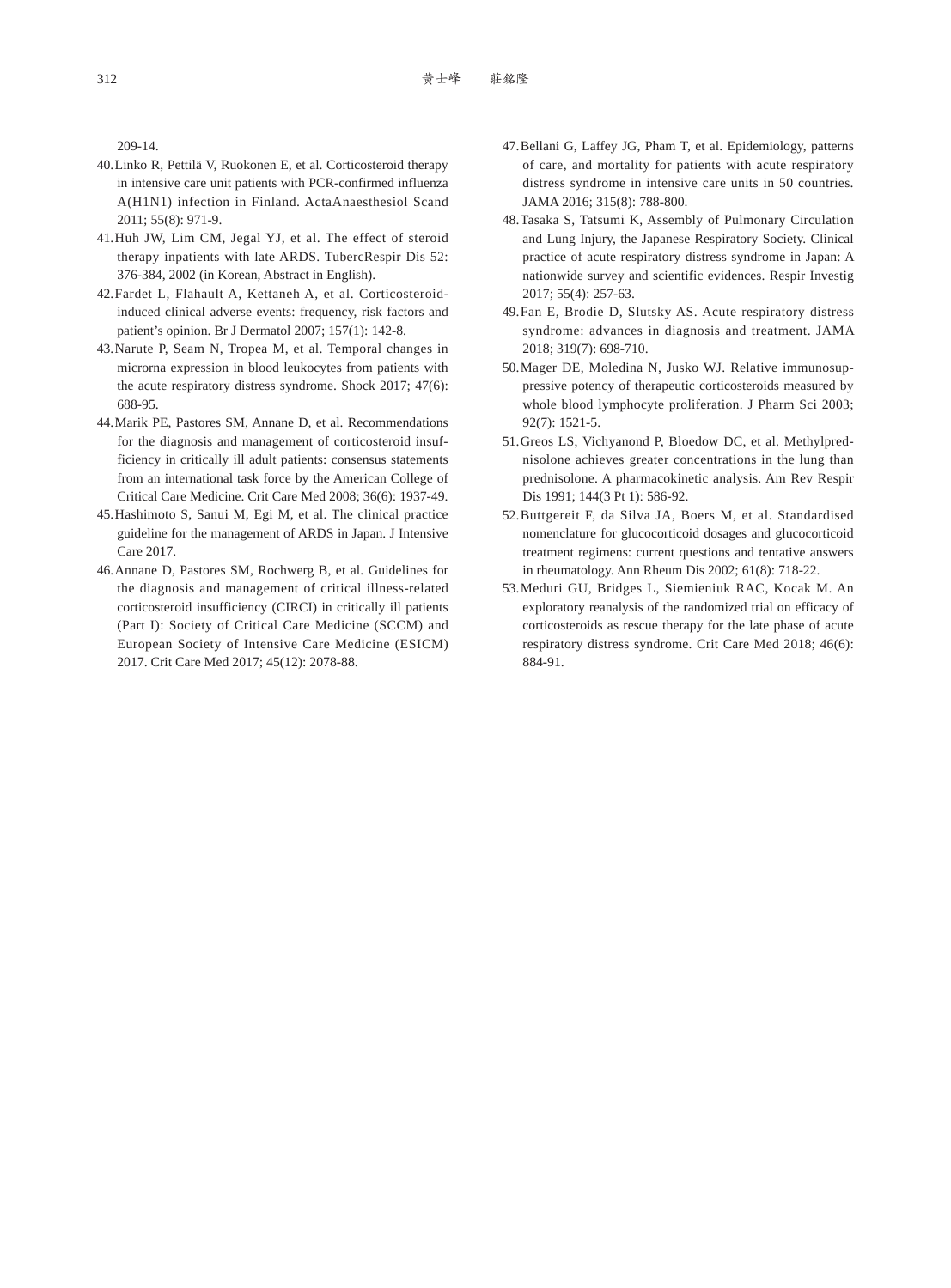209-14.

40. Linko R, Pettilä V, Ruokonen E, et al. Corticosteroid therapy in intensive care unit patients with PCR-confirmed influenza A(H1N1) infection in Finland. ActaAnaesthesiol Scand 2011; 55(8): 971-9.
41. Huh JW, Lim CM, Jegal YJ, et al. The effect of steroid therapy inpatients with late ARDS. TubercRespir Dis 52: 376-384, 2002 (in Korean, Abstract in English).
42. Fardet L, Flahault A, Kettaneh A, et al. Corticosteroid-induced clinical adverse events: frequency, risk factors and patient's opinion. Br J Dermatol 2007; 157(1): 142-8.
43. Narute P, Seam N, Tropea M, et al. Temporal changes in microrna expression in blood leukocytes from patients with the acute respiratory distress syndrome. Shock 2017; 47(6): 688-95.
44. Marik PE, Pastores SM, Annane D, et al. Recommendations for the diagnosis and management of corticosteroid insufficiency in critically ill adult patients: consensus statements from an international task force by the American College of Critical Care Medicine. Crit Care Med 2008; 36(6): 1937-49.
45. Hashimoto S, Sanui M, Egi M, et al. The clinical practice guideline for the management of ARDS in Japan. J Intensive Care 2017.
46. Annane D, Pastores SM, Rochwerg B, et al. Guidelines for the diagnosis and management of critical illness-related corticosteroid insufficiency (CIRCI) in critically ill patients (Part I): Society of Critical Care Medicine (SCCM) and European Society of Intensive Care Medicine (ESICM) 2017. Crit Care Med 2017; 45(12): 2078-88.
47. Bellani G, Laffey JG, Pham T, et al. Epidemiology, patterns of care, and mortality for patients with acute respiratory distress syndrome in intensive care units in 50 countries. JAMA 2016; 315(8): 788-800.
48. Tasaka S, Tatsumi K, Assembly of Pulmonary Circulation and Lung Injury, the Japanese Respiratory Society. Clinical practice of acute respiratory distress syndrome in Japan: A nationwide survey and scientific evidences. Respir Investig 2017; 55(4): 257-63.
49. Fan E, Brodie D, Slutsky AS. Acute respiratory distress syndrome: advances in diagnosis and treatment. JAMA 2018; 319(7): 698-710.
50. Mager DE, Moledina N, Jusko WJ. Relative immunosuppressive potency of therapeutic corticosteroids measured by whole blood lymphocyte proliferation. J Pharm Sci 2003; 92(7): 1521-5.
51. Greos LS, Vichyanond P, Bloedow DC, et al. Methylprednisolone achieves greater concentrations in the lung than prednisolone. A pharmacokinetic analysis. Am Rev Respir Dis 1991; 144(3 Pt 1): 586-92.
52. Buttgereit F, da Silva JA, Boers M, et al. Standardised nomenclature for glucocorticoid dosages and glucocorticoid treatment regimens: current questions and tentative answers in rheumatology. Ann Rheum Dis 2002; 61(8): 718-22.
53. Meduri GU, Bridges L, Siemieniuk RAC, Kocak M. An exploratory reanalysis of the randomized trial on efficacy of corticosteroids as rescue therapy for the late phase of acute respiratory distress syndrome. Crit Care Med 2018; 46(6): 884-91.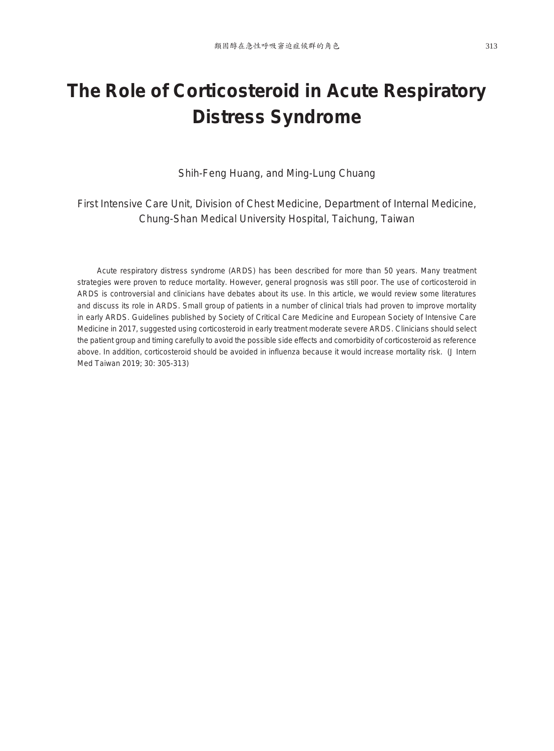# The Role of Corticosteroid in Acute Respiratory Distress Syndrome

Shih-Feng Huang, and Ming-Lung Chuang

First Intensive Care Unit, Division of Chest Medicine, Department of Internal Medicine, Chung-Shan Medical University Hospital, Taichung, Taiwan

Acute respiratory distress syndrome (ARDS) has been described for more than 50 years. Many treatment strategies were proven to reduce mortality. However, general prognosis was still poor. The use of corticosteroid in ARDS is controversial and clinicians have debates about its use. In this article, we would review some literatures and discuss its role in ARDS. Small group of patients in a number of clinical trials had proven to improve mortality in early ARDS. Guidelines published by Society of Critical Care Medicine and European Society of Intensive Care Medicine in 2017, suggested using corticosteroid in early treatment moderate severe ARDS. Clinicians should select the patient group and timing carefully to avoid the possible side effects and comorbidity of corticosteroid as reference above. In addition, corticosteroid should be avoided in influenza because it would increase mortality risk. (J Intern Med Taiwan 2019; 30: 305-313)